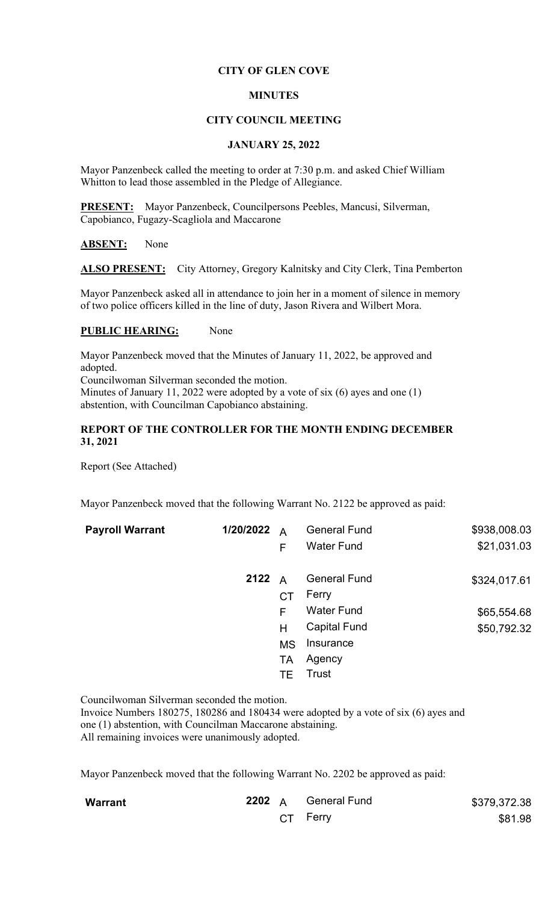**CITY OF GLEN COVE**

**MINUTES**

**CITY COUNCIL MEETING**

**JANUARY 25, 2022**

Mayor Panzenbeck called the meeting to order at 7:30 p.m. and asked Chief William Whitton to lead those assembled in the Pledge of Allegiance.

**PRESENT:** Mayor Panzenbeck, Councilpersons Peebles, Mancusi, Silverman, Capobianco, Fugazy-Scagliola and Maccarone

**ABSENT:** None

**ALSO PRESENT:** City Attorney, Gregory Kalnitsky and City Clerk, Tina Pemberton

Mayor Panzenbeck asked all in attendance to join her in a moment of silence in memory of two police officers killed in the line of duty, Jason Rivera and Wilbert Mora.

**PUBLIC HEARING:** None

Mayor Panzenbeck moved that the Minutes of January 11, 2022, be approved and adopted.
Councilwoman Silverman seconded the motion.
Minutes of January 11, 2022 were adopted by a vote of six (6) ayes and one (1) abstention, with Councilman Capobianco abstaining.

**REPORT OF THE CONTROLLER FOR THE MONTH ENDING DECEMBER 31, 2021**

Report (See Attached)

Mayor Panzenbeck moved that the following Warrant No. 2122 be approved as paid:

| | | | | |
|---|---|---|---|---|
| **Payroll Warrant** | **1/20/2022** | A | General Fund | $938,008.03 |
| | | F | Water Fund | $21,031.03 |
| | **2122** | A | General Fund | $324,017.61 |
| | | CT | Ferry | |
| | | F | Water Fund | $65,554.68 |
| | | H | Capital Fund | $50,792.32 |
| | | MS | Insurance | |
| | | TA | Agency | |
| | | TE | Trust | |

Councilwoman Silverman seconded the motion.
Invoice Numbers 180275, 180286 and 180434 were adopted by a vote of six (6) ayes and one (1) abstention, with Councilman Maccarone abstaining.
All remaining invoices were unanimously adopted.

Mayor Panzenbeck moved that the following Warrant No. 2202 be approved as paid:

| | | | | |
|---|---|---|---|---|
| **Warrant** | **2202** | A | General Fund | $379,372.38 |
| | | CT | Ferry | $81.98 |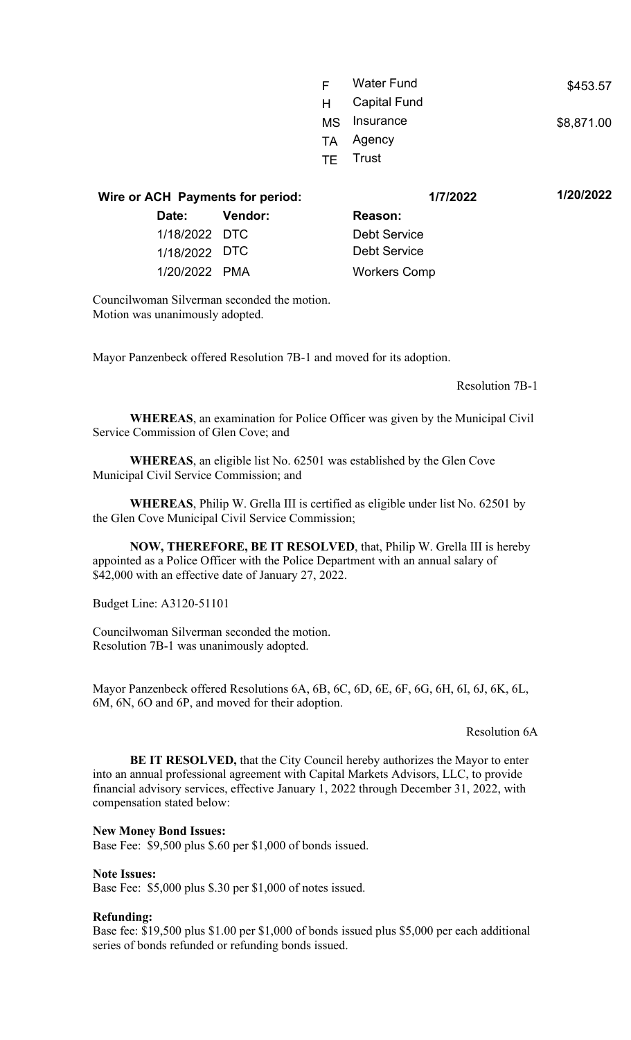| | | |
|---|---|---|
| F | Water Fund | $453.57 |
| H | Capital Fund | |
| MS | Insurance | $8,871.00 |
| TA | Agency | |
| TE | Trust | |

| Wire or ACH Payments for period: | | 1/7/2022 | 1/20/2022 |
|---|---|---|---|
| **Date:** | **Vendor:** | **Reason:** | |
| 1/18/2022 | DTC | Debt Service | |
| 1/18/2022 | DTC | Debt Service | |
| 1/20/2022 | PMA | Workers Comp | |

Councilwoman Silverman seconded the motion.
Motion was unanimously adopted.

Mayor Panzenbeck offered Resolution 7B-1 and moved for its adoption.

Resolution 7B-1

**WHEREAS**, an examination for Police Officer was given by the Municipal Civil Service Commission of Glen Cove; and

**WHEREAS**, an eligible list No. 62501 was established by the Glen Cove Municipal Civil Service Commission; and

**WHEREAS**, Philip W. Grella III is certified as eligible under list No. 62501 by the Glen Cove Municipal Civil Service Commission;

**NOW, THEREFORE, BE IT RESOLVED**, that, Philip W. Grella III is hereby appointed as a Police Officer with the Police Department with an annual salary of $42,000 with an effective date of January 27, 2022.

Budget Line: A3120-51101

Councilwoman Silverman seconded the motion.
Resolution 7B-1 was unanimously adopted.

Mayor Panzenbeck offered Resolutions 6A, 6B, 6C, 6D, 6E, 6F, 6G, 6H, 6I, 6J, 6K, 6L, 6M, 6N, 6O and 6P, and moved for their adoption.

Resolution 6A

**BE IT RESOLVED,** that the City Council hereby authorizes the Mayor to enter into an annual professional agreement with Capital Markets Advisors, LLC, to provide financial advisory services, effective January 1, 2022 through December 31, 2022, with compensation stated below:

**New Money Bond Issues:**
Base Fee: $9,500 plus $.60 per $1,000 of bonds issued.

**Note Issues:**
Base Fee: $5,000 plus $.30 per $1,000 of notes issued.

**Refunding:**
Base fee: $19,500 plus $1.00 per $1,000 of bonds issued plus $5,000 per each additional series of bonds refunded or refunding bonds issued.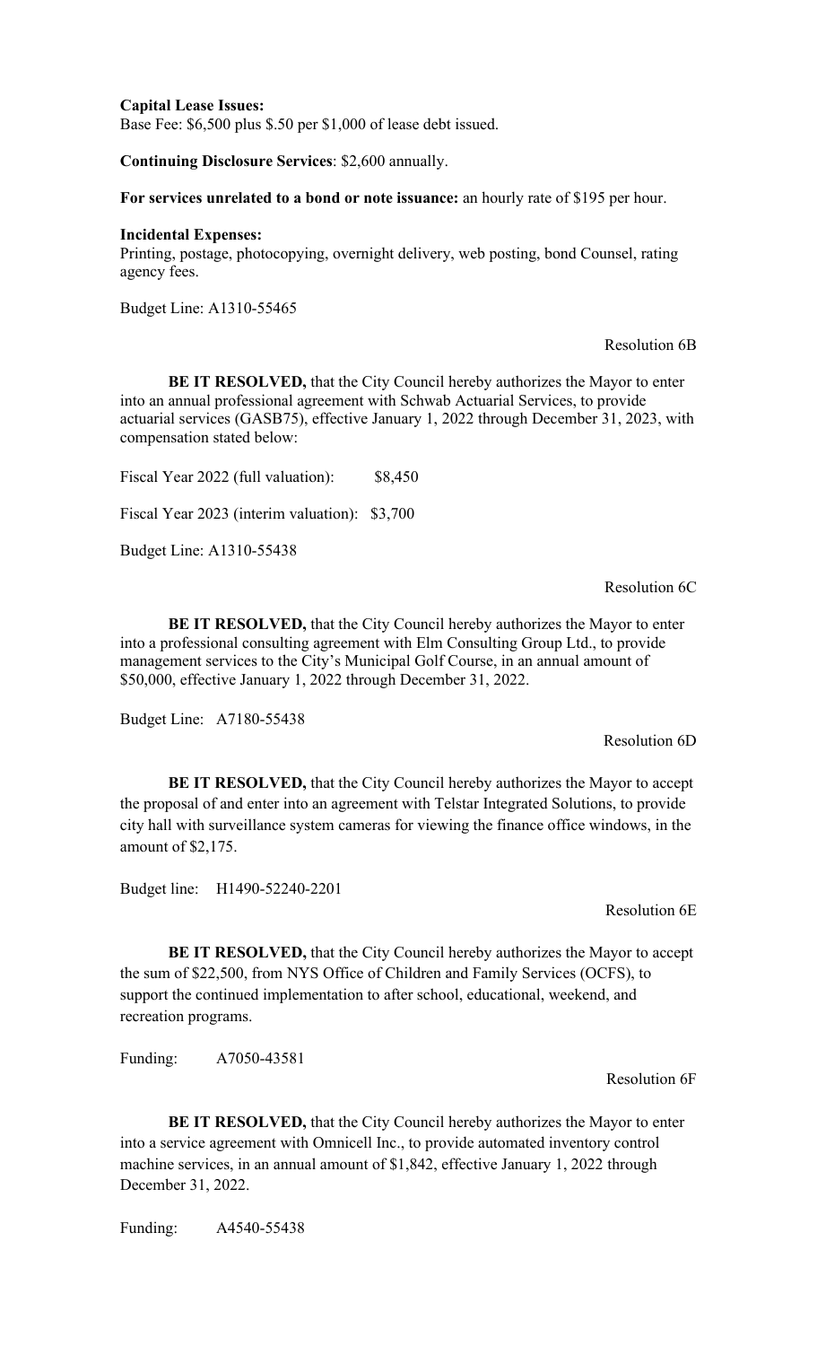**Capital Lease Issues:**
Base Fee: $6,500 plus $.50 per $1,000 of lease debt issued.

**Continuing Disclosure Services**: $2,600 annually.

**For services unrelated to a bond or note issuance:** an hourly rate of $195 per hour.

**Incidental Expenses:**
Printing, postage, photocopying, overnight delivery, web posting, bond Counsel, rating agency fees.

Budget Line: A1310-55465

Resolution 6B

**BE IT RESOLVED,** that the City Council hereby authorizes the Mayor to enter into an annual professional agreement with Schwab Actuarial Services, to provide actuarial services (GASB75), effective January 1, 2022 through December 31, 2023, with compensation stated below:

Fiscal Year 2022 (full valuation): $8,450

Fiscal Year 2023 (interim valuation): $3,700

Budget Line: A1310-55438

Resolution 6C

**BE IT RESOLVED,** that the City Council hereby authorizes the Mayor to enter into a professional consulting agreement with Elm Consulting Group Ltd., to provide management services to the City's Municipal Golf Course, in an annual amount of $50,000, effective January 1, 2022 through December 31, 2022.

Budget Line: A7180-55438

Resolution 6D

**BE IT RESOLVED,** that the City Council hereby authorizes the Mayor to accept the proposal of and enter into an agreement with Telstar Integrated Solutions, to provide city hall with surveillance system cameras for viewing the finance office windows, in the amount of $2,175.

Budget line: H1490-52240-2201

Resolution 6E

**BE IT RESOLVED,** that the City Council hereby authorizes the Mayor to accept the sum of $22,500, from NYS Office of Children and Family Services (OCFS), to support the continued implementation to after school, educational, weekend, and recreation programs.

Funding: A7050-43581

Resolution 6F

**BE IT RESOLVED,** that the City Council hereby authorizes the Mayor to enter into a service agreement with Omnicell Inc., to provide automated inventory control machine services, in an annual amount of $1,842, effective January 1, 2022 through December 31, 2022.

Funding: A4540-55438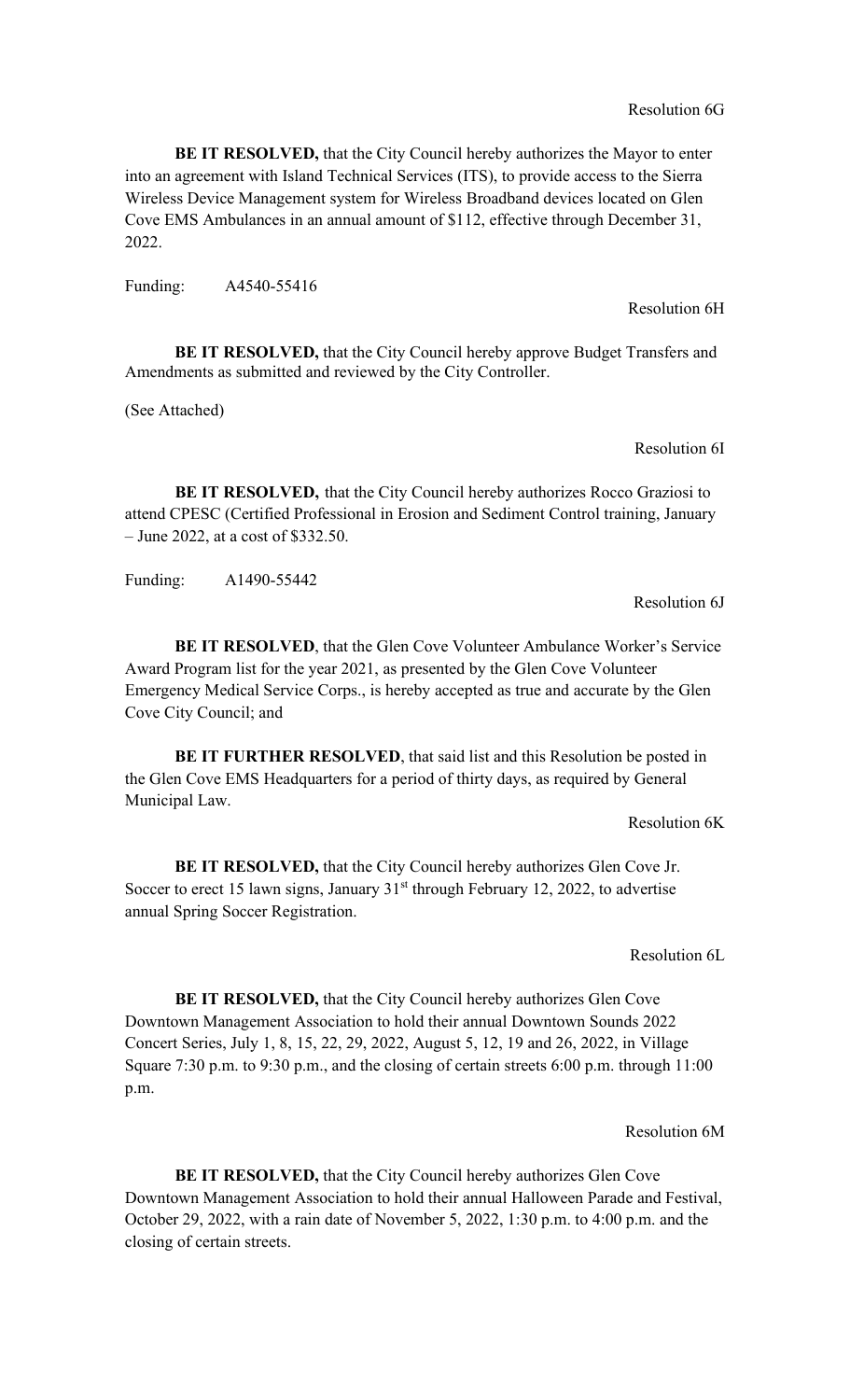Resolution 6G

**BE IT RESOLVED,** that the City Council hereby authorizes the Mayor to enter into an agreement with Island Technical Services (ITS), to provide access to the Sierra Wireless Device Management system for Wireless Broadband devices located on Glen Cove EMS Ambulances in an annual amount of $112, effective through December 31, 2022.

Funding: A4540-55416

Resolution 6H

**BE IT RESOLVED,** that the City Council hereby approve Budget Transfers and Amendments as submitted and reviewed by the City Controller.

(See Attached)

Resolution 6I

**BE IT RESOLVED,** that the City Council hereby authorizes Rocco Graziosi to attend CPESC (Certified Professional in Erosion and Sediment Control training, January – June 2022, at a cost of $332.50.

Funding: A1490-55442

Resolution 6J

**BE IT RESOLVED**, that the Glen Cove Volunteer Ambulance Worker's Service Award Program list for the year 2021, as presented by the Glen Cove Volunteer Emergency Medical Service Corps., is hereby accepted as true and accurate by the Glen Cove City Council; and

**BE IT FURTHER RESOLVED**, that said list and this Resolution be posted in the Glen Cove EMS Headquarters for a period of thirty days, as required by General Municipal Law.

Resolution 6K

**BE IT RESOLVED,** that the City Council hereby authorizes Glen Cove Jr. Soccer to erect 15 lawn signs, January 31st through February 12, 2022, to advertise annual Spring Soccer Registration.

Resolution 6L

**BE IT RESOLVED,** that the City Council hereby authorizes Glen Cove Downtown Management Association to hold their annual Downtown Sounds 2022 Concert Series, July 1, 8, 15, 22, 29, 2022, August 5, 12, 19 and 26, 2022, in Village Square 7:30 p.m. to 9:30 p.m., and the closing of certain streets 6:00 p.m. through 11:00 p.m.

Resolution 6M

**BE IT RESOLVED,** that the City Council hereby authorizes Glen Cove Downtown Management Association to hold their annual Halloween Parade and Festival, October 29, 2022, with a rain date of November 5, 2022, 1:30 p.m. to 4:00 p.m. and the closing of certain streets.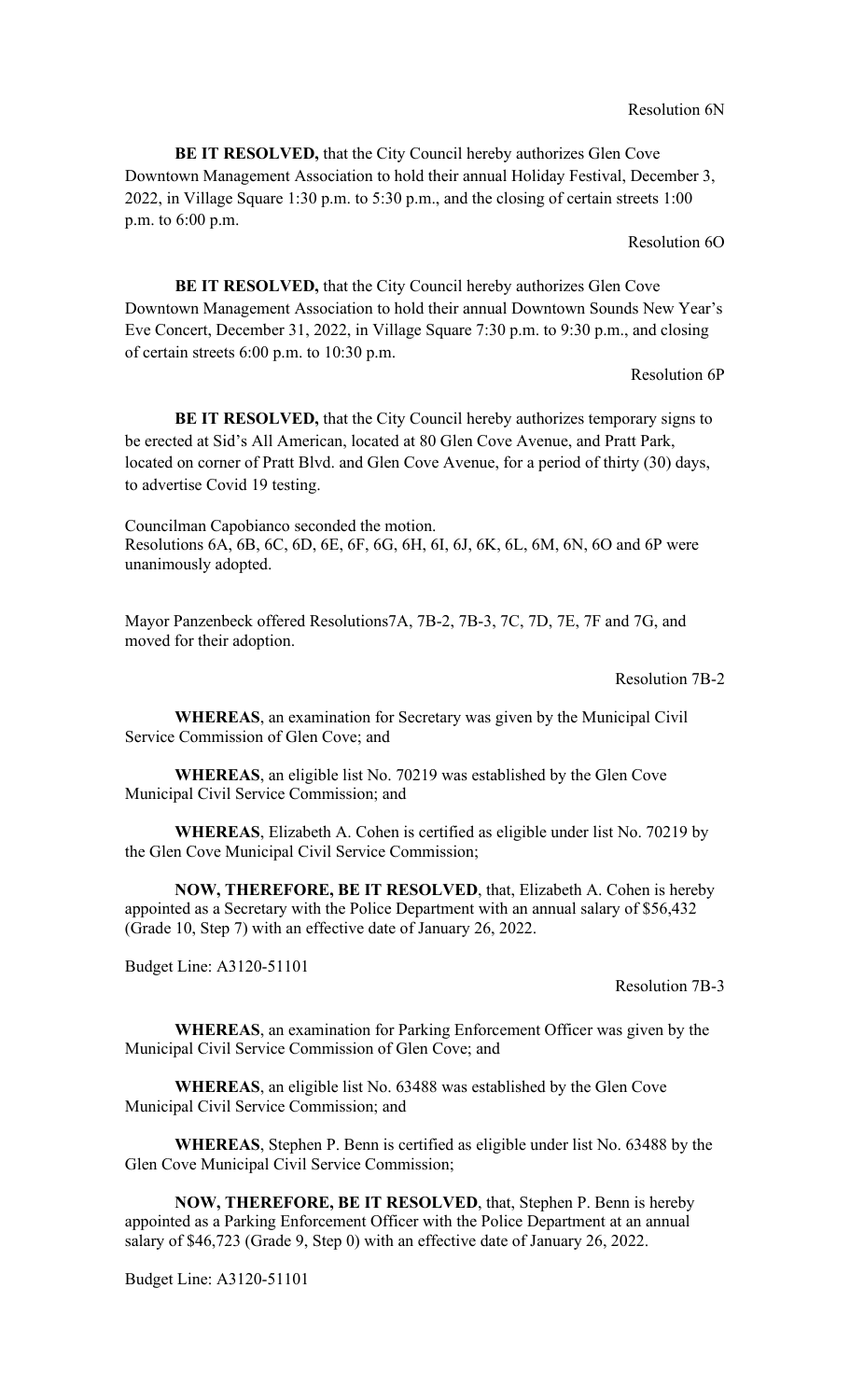Resolution 6N

**BE IT RESOLVED,** that the City Council hereby authorizes Glen Cove Downtown Management Association to hold their annual Holiday Festival, December 3, 2022, in Village Square 1:30 p.m. to 5:30 p.m., and the closing of certain streets 1:00 p.m. to 6:00 p.m.

Resolution 6O

**BE IT RESOLVED,** that the City Council hereby authorizes Glen Cove Downtown Management Association to hold their annual Downtown Sounds New Year's Eve Concert, December 31, 2022, in Village Square 7:30 p.m. to 9:30 p.m., and closing of certain streets 6:00 p.m. to 10:30 p.m.

Resolution 6P

**BE IT RESOLVED,** that the City Council hereby authorizes temporary signs to be erected at Sid's All American, located at 80 Glen Cove Avenue, and Pratt Park, located on corner of Pratt Blvd. and Glen Cove Avenue, for a period of thirty (30) days, to advertise Covid 19 testing.

Councilman Capobianco seconded the motion.
Resolutions 6A, 6B, 6C, 6D, 6E, 6F, 6G, 6H, 6I, 6J, 6K, 6L, 6M, 6N, 6O and 6P were unanimously adopted.

Mayor Panzenbeck offered Resolutions7A, 7B-2, 7B-3, 7C, 7D, 7E, 7F and 7G, and moved for their adoption.

Resolution 7B-2

**WHEREAS**, an examination for Secretary was given by the Municipal Civil Service Commission of Glen Cove; and

**WHEREAS**, an eligible list No. 70219 was established by the Glen Cove Municipal Civil Service Commission; and

**WHEREAS**, Elizabeth A. Cohen is certified as eligible under list No. 70219 by the Glen Cove Municipal Civil Service Commission;

**NOW, THEREFORE, BE IT RESOLVED**, that, Elizabeth A. Cohen is hereby appointed as a Secretary with the Police Department with an annual salary of $56,432 (Grade 10, Step 7) with an effective date of January 26, 2022.

Budget Line: A3120-51101

Resolution 7B-3

**WHEREAS**, an examination for Parking Enforcement Officer was given by the Municipal Civil Service Commission of Glen Cove; and

**WHEREAS**, an eligible list No. 63488 was established by the Glen Cove Municipal Civil Service Commission; and

**WHEREAS**, Stephen P. Benn is certified as eligible under list No. 63488 by the Glen Cove Municipal Civil Service Commission;

**NOW, THEREFORE, BE IT RESOLVED**, that, Stephen P. Benn is hereby appointed as a Parking Enforcement Officer with the Police Department at an annual salary of $46,723 (Grade 9, Step 0) with an effective date of January 26, 2022.

Budget Line: A3120-51101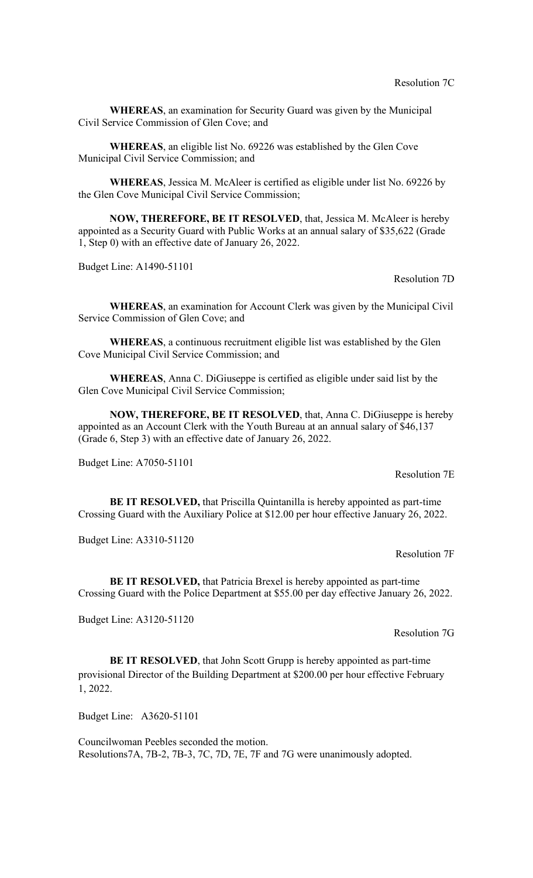Resolution 7C

**WHEREAS**, an examination for Security Guard was given by the Municipal Civil Service Commission of Glen Cove; and

**WHEREAS**, an eligible list No. 69226 was established by the Glen Cove Municipal Civil Service Commission; and

**WHEREAS**, Jessica M. McAleer is certified as eligible under list No. 69226 by the Glen Cove Municipal Civil Service Commission;

**NOW, THEREFORE, BE IT RESOLVED**, that, Jessica M. McAleer is hereby appointed as a Security Guard with Public Works at an annual salary of $35,622 (Grade 1, Step 0) with an effective date of January 26, 2022.

Budget Line: A1490-51101

Resolution 7D

**WHEREAS**, an examination for Account Clerk was given by the Municipal Civil Service Commission of Glen Cove; and

**WHEREAS**, a continuous recruitment eligible list was established by the Glen Cove Municipal Civil Service Commission; and

**WHEREAS**, Anna C. DiGiuseppe is certified as eligible under said list by the Glen Cove Municipal Civil Service Commission;

**NOW, THEREFORE, BE IT RESOLVED**, that, Anna C. DiGiuseppe is hereby appointed as an Account Clerk with the Youth Bureau at an annual salary of $46,137 (Grade 6, Step 3) with an effective date of January 26, 2022.

Budget Line: A7050-51101

Resolution 7E

**BE IT RESOLVED,** that Priscilla Quintanilla is hereby appointed as part-time Crossing Guard with the Auxiliary Police at $12.00 per hour effective January 26, 2022.

Budget Line: A3310-51120

Resolution 7F

**BE IT RESOLVED,** that Patricia Brexel is hereby appointed as part-time Crossing Guard with the Police Department at $55.00 per day effective January 26, 2022.

Budget Line: A3120-51120

Resolution 7G

**BE IT RESOLVED**, that John Scott Grupp is hereby appointed as part-time provisional Director of the Building Department at $200.00 per hour effective February 1, 2022.

Budget Line: A3620-51101

Councilwoman Peebles seconded the motion.
Resolutions7A, 7B-2, 7B-3, 7C, 7D, 7E, 7F and 7G were unanimously adopted.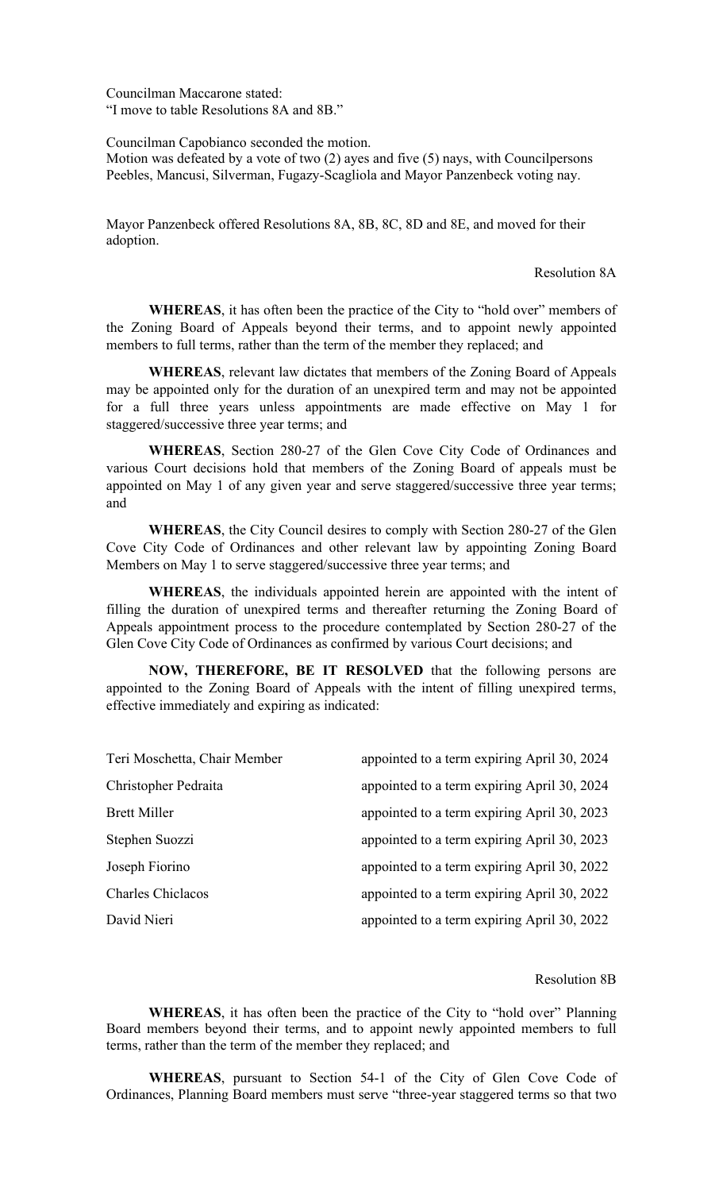Councilman Maccarone stated:
"I move to table Resolutions 8A and 8B."

Councilman Capobianco seconded the motion.
Motion was defeated by a vote of two (2) ayes and five (5) nays, with Councilpersons Peebles, Mancusi, Silverman, Fugazy-Scagliola and Mayor Panzenbeck voting nay.

Mayor Panzenbeck offered Resolutions 8A, 8B, 8C, 8D and 8E, and moved for their adoption.

Resolution 8A

**WHEREAS**, it has often been the practice of the City to "hold over" members of the Zoning Board of Appeals beyond their terms, and to appoint newly appointed members to full terms, rather than the term of the member they replaced; and

**WHEREAS**, relevant law dictates that members of the Zoning Board of Appeals may be appointed only for the duration of an unexpired term and may not be appointed for a full three years unless appointments are made effective on May 1 for staggered/successive three year terms; and

**WHEREAS**, Section 280-27 of the Glen Cove City Code of Ordinances and various Court decisions hold that members of the Zoning Board of appeals must be appointed on May 1 of any given year and serve staggered/successive three year terms; and

**WHEREAS**, the City Council desires to comply with Section 280-27 of the Glen Cove City Code of Ordinances and other relevant law by appointing Zoning Board Members on May 1 to serve staggered/successive three year terms; and

**WHEREAS**, the individuals appointed herein are appointed with the intent of filling the duration of unexpired terms and thereafter returning the Zoning Board of Appeals appointment process to the procedure contemplated by Section 280-27 of the Glen Cove City Code of Ordinances as confirmed by various Court decisions; and

**NOW, THEREFORE, BE IT RESOLVED** that the following persons are appointed to the Zoning Board of Appeals with the intent of filling unexpired terms, effective immediately and expiring as indicated:

| | |
|---|---|
| Teri Moschetta, Chair Member | appointed to a term expiring April 30, 2024 |
| Christopher Pedraita | appointed to a term expiring April 30, 2024 |
| Brett Miller | appointed to a term expiring April 30, 2023 |
| Stephen Suozzi | appointed to a term expiring April 30, 2023 |
| Joseph Fiorino | appointed to a term expiring April 30, 2022 |
| Charles Chiclacos | appointed to a term expiring April 30, 2022 |
| David Nieri | appointed to a term expiring April 30, 2022 |

Resolution 8B

**WHEREAS**, it has often been the practice of the City to "hold over" Planning Board members beyond their terms, and to appoint newly appointed members to full terms, rather than the term of the member they replaced; and

**WHEREAS**, pursuant to Section 54-1 of the City of Glen Cove Code of Ordinances, Planning Board members must serve "three-year staggered terms so that two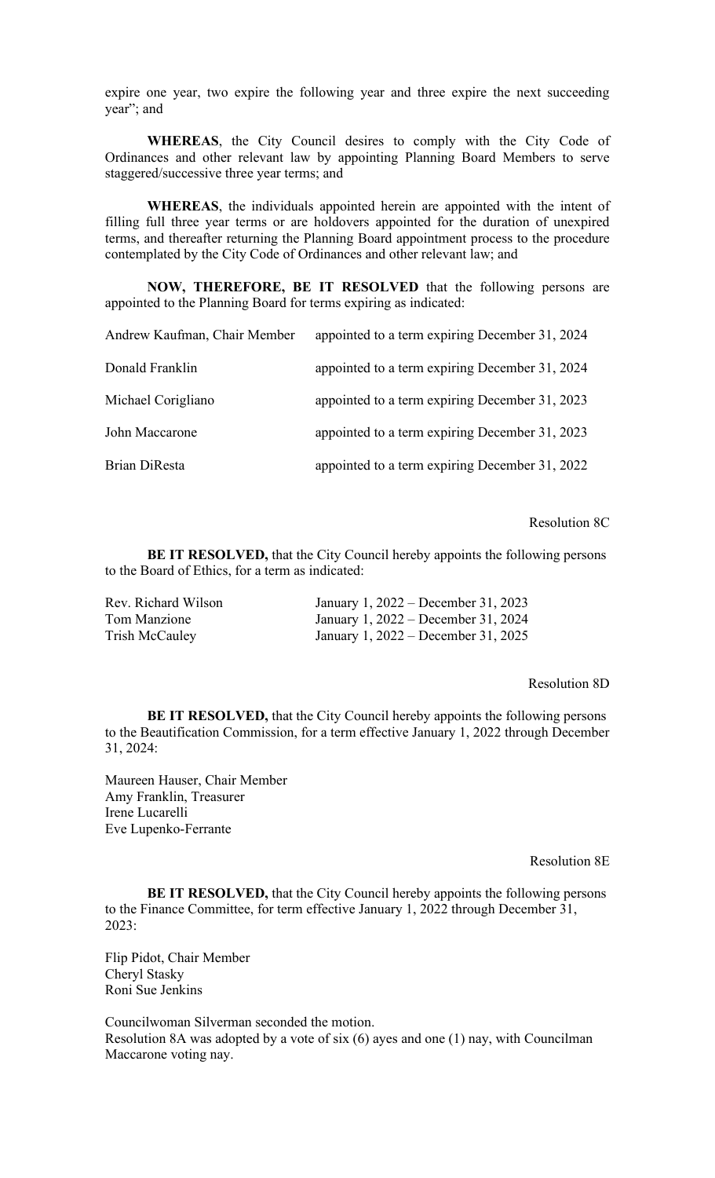expire one year, two expire the following year and three expire the next succeeding year"; and

**WHEREAS**, the City Council desires to comply with the City Code of Ordinances and other relevant law by appointing Planning Board Members to serve staggered/successive three year terms; and

**WHEREAS**, the individuals appointed herein are appointed with the intent of filling full three year terms or are holdovers appointed for the duration of unexpired terms, and thereafter returning the Planning Board appointment process to the procedure contemplated by the City Code of Ordinances and other relevant law; and

**NOW, THEREFORE, BE IT RESOLVED** that the following persons are appointed to the Planning Board for terms expiring as indicated:

| | |
|---|---|
| Andrew Kaufman, Chair Member | appointed to a term expiring December 31, 2024 |
| Donald Franklin | appointed to a term expiring December 31, 2024 |
| Michael Corigliano | appointed to a term expiring December 31, 2023 |
| John Maccarone | appointed to a term expiring December 31, 2023 |
| Brian DiResta | appointed to a term expiring December 31, 2022 |

Resolution 8C

**BE IT RESOLVED,** that the City Council hereby appoints the following persons to the Board of Ethics, for a term as indicated:

| | |
|---|---|
| Rev. Richard Wilson | January 1, 2022 – December 31, 2023 |
| Tom Manzione | January 1, 2022 – December 31, 2024 |
| Trish McCauley | January 1, 2022 – December 31, 2025 |

Resolution 8D

**BE IT RESOLVED,** that the City Council hereby appoints the following persons to the Beautification Commission, for a term effective January 1, 2022 through December 31, 2024:

Maureen Hauser, Chair Member  
Amy Franklin, Treasurer  
Irene Lucarelli  
Eve Lupenko-Ferrante

Resolution 8E

**BE IT RESOLVED,** that the City Council hereby appoints the following persons to the Finance Committee, for term effective January 1, 2022 through December 31, 2023:

Flip Pidot, Chair Member  
Cheryl Stasky  
Roni Sue Jenkins

Councilwoman Silverman seconded the motion.  
Resolution 8A was adopted by a vote of six (6) ayes and one (1) nay, with Councilman Maccarone voting nay.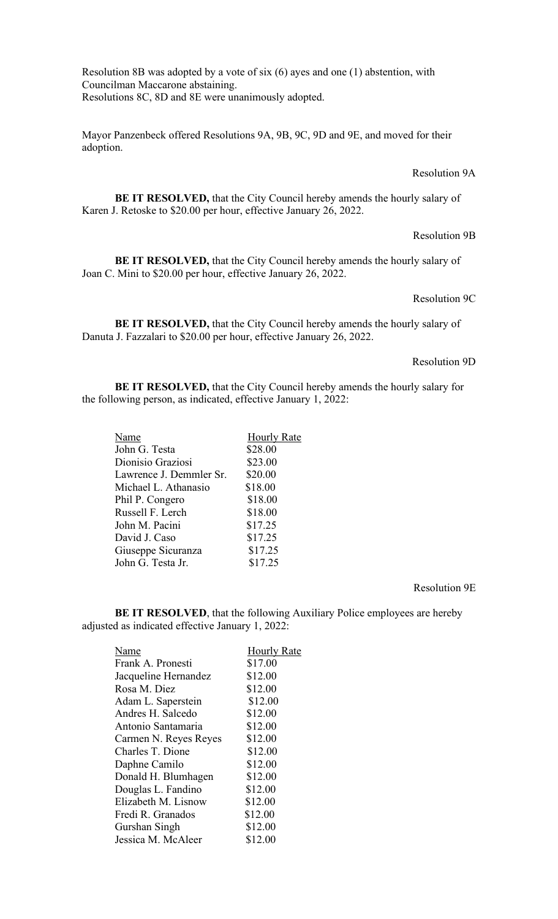Resolution 8B was adopted by a vote of six (6) ayes and one (1) abstention, with Councilman Maccarone abstaining.
Resolutions 8C, 8D and 8E were unanimously adopted.

Mayor Panzenbeck offered Resolutions 9A, 9B, 9C, 9D and 9E, and moved for their adoption.

Resolution 9A

**BE IT RESOLVED,** that the City Council hereby amends the hourly salary of Karen J. Retoske to $20.00 per hour, effective January 26, 2022.

Resolution 9B

**BE IT RESOLVED,** that the City Council hereby amends the hourly salary of Joan C. Mini to $20.00 per hour, effective January 26, 2022.

Resolution 9C

**BE IT RESOLVED,** that the City Council hereby amends the hourly salary of Danuta J. Fazzalari to $20.00 per hour, effective January 26, 2022.

Resolution 9D

**BE IT RESOLVED,** that the City Council hereby amends the hourly salary for the following person, as indicated, effective January 1, 2022:

| Name | Hourly Rate |
|---|---|
| John G. Testa | $28.00 |
| Dionisio Graziosi | $23.00 |
| Lawrence J. Demmler Sr. | $20.00 |
| Michael L. Athanasio | $18.00 |
| Phil P. Congero | $18.00 |
| Russell F. Lerch | $18.00 |
| John M. Pacini | $17.25 |
| David J. Caso | $17.25 |
| Giuseppe Sicuranza | $17.25 |
| John G. Testa Jr. | $17.25 |

Resolution 9E

**BE IT RESOLVED**, that the following Auxiliary Police employees are hereby adjusted as indicated effective January 1, 2022:

| Name | Hourly Rate |
|---|---|
| Frank A. Pronesti | $17.00 |
| Jacqueline Hernandez | $12.00 |
| Rosa M. Diez | $12.00 |
| Adam L. Saperstein | $12.00 |
| Andres H. Salcedo | $12.00 |
| Antonio Santamaria | $12.00 |
| Carmen N. Reyes Reyes | $12.00 |
| Charles T. Dione | $12.00 |
| Daphne Camilo | $12.00 |
| Donald H. Blumhagen | $12.00 |
| Douglas L. Fandino | $12.00 |
| Elizabeth M. Lisnow | $12.00 |
| Fredi R. Granados | $12.00 |
| Gurshan Singh | $12.00 |
| Jessica M. McAleer | $12.00 |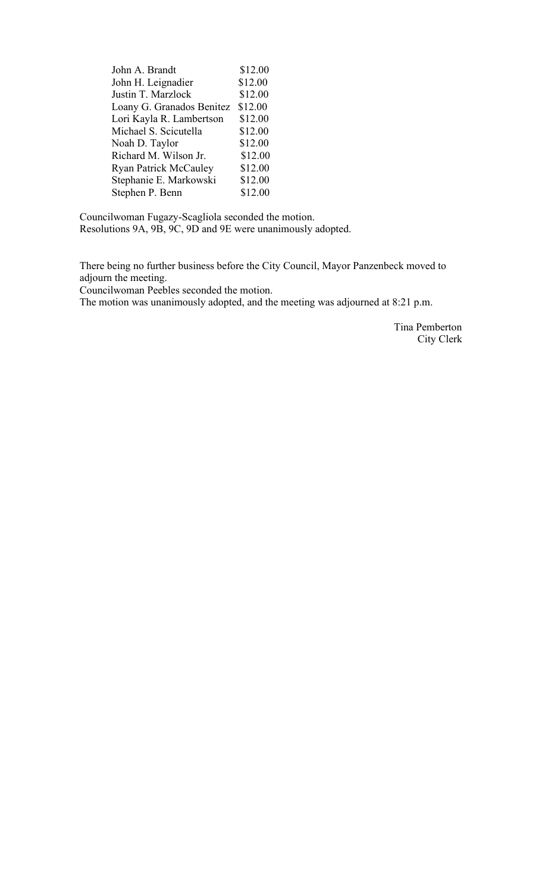| | |
|---|---|
| John A. Brandt | $12.00 |
| John H. Leignadier | $12.00 |
| Justin T. Marzlock | $12.00 |
| Loany G. Granados Benitez | $12.00 |
| Lori Kayla R. Lambertson | $12.00 |
| Michael S. Scicutella | $12.00 |
| Noah D. Taylor | $12.00 |
| Richard M. Wilson Jr. | $12.00 |
| Ryan Patrick McCauley | $12.00 |
| Stephanie E. Markowski | $12.00 |
| Stephen P. Benn | $12.00 |

Councilwoman Fugazy-Scagliola seconded the motion.
Resolutions 9A, 9B, 9C, 9D and 9E were unanimously adopted.

There being no further business before the City Council, Mayor Panzenbeck moved to adjourn the meeting.
Councilwoman Peebles seconded the motion.
The motion was unanimously adopted, and the meeting was adjourned at 8:21 p.m.

Tina Pemberton
City Clerk